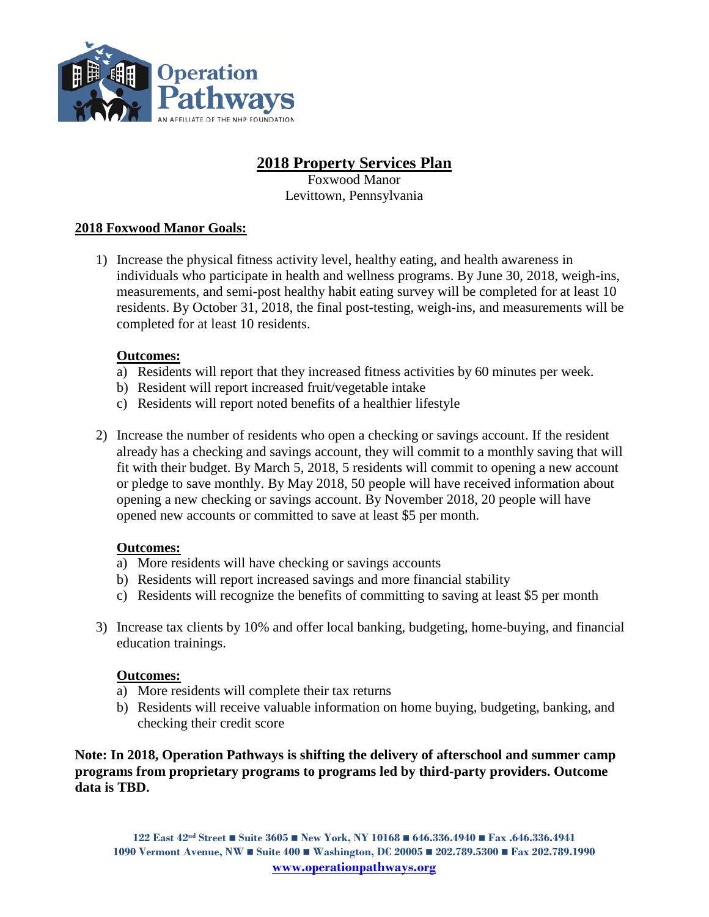# 2018 Property Services Plan

Foxwood Manor
Levittown, Pennsylvania

## 2018 Foxwood Manor Goals:

1) Increase the physical fitness activity level, healthy eating, and health awareness in individuals who participate in health and wellness programs. By June 30, 2018, weigh-ins, measurements, and semi-post healthy habit eating survey will be completed for at least 10 residents. By October 31, 2018, the final post-testing, weigh-ins, and measurements will be completed for at least 10 residents.

   **Outcomes:**
   a) Residents will report that they increased fitness activities by 60 minutes per week.
   b) Resident will report increased fruit/vegetable intake
   c) Residents will report noted benefits of a healthier lifestyle

2) Increase the number of residents who open a checking or savings account. If the resident already has a checking and savings account, they will commit to a monthly saving that will fit with their budget. By March 5, 2018, 5 residents will commit to opening a new account or pledge to save monthly. By May 2018, 50 people will have received information about opening a new checking or savings account. By November 2018, 20 people will have opened new accounts or committed to save at least $5 per month.

   **Outcomes:**
   a) More residents will have checking or savings accounts
   b) Residents will report increased savings and more financial stability
   c) Residents will recognize the benefits of committing to saving at least $5 per month

3) Increase tax clients by 10% and offer local banking, budgeting, home-buying, and financial education trainings.

   **Outcomes:**
   a) More residents will complete their tax returns
   b) Residents will receive valuable information on home buying, budgeting, banking, and checking their credit score

**Note: In 2018, Operation Pathways is shifting the delivery of afterschool and summer camp programs from proprietary programs to programs led by third-party providers. Outcome data is TBD.**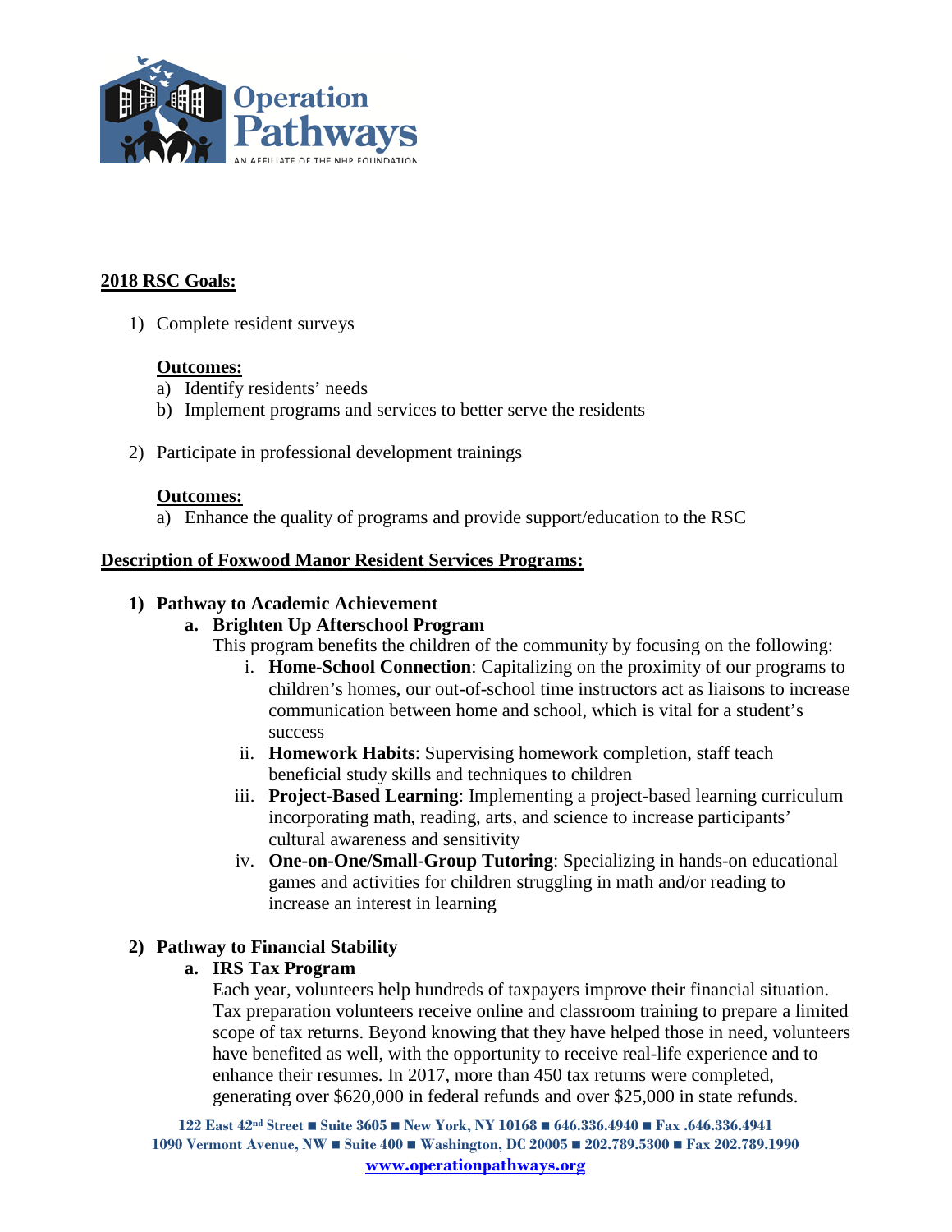**2018 RSC Goals:**

1) Complete resident surveys

   **Outcomes:**
   a) Identify residents' needs
   b) Implement programs and services to better serve the residents

2) Participate in professional development trainings

   **Outcomes:**
   a) Enhance the quality of programs and provide support/education to the RSC

**Description of Foxwood Manor Resident Services Programs:**

1) **Pathway to Academic Achievement**
   a. **Brighten Up Afterschool Program**
      This program benefits the children of the community by focusing on the following:
      i. **Home-School Connection**: Capitalizing on the proximity of our programs to children's homes, our out-of-school time instructors act as liaisons to increase communication between home and school, which is vital for a student's success
      ii. **Homework Habits**: Supervising homework completion, staff teach beneficial study skills and techniques to children
      iii. **Project-Based Learning**: Implementing a project-based learning curriculum incorporating math, reading, arts, and science to increase participants' cultural awareness and sensitivity
      iv. **One-on-One/Small-Group Tutoring**: Specializing in hands-on educational games and activities for children struggling in math and/or reading to increase an interest in learning

2) **Pathway to Financial Stability**
   a. **IRS Tax Program**
      Each year, volunteers help hundreds of taxpayers improve their financial situation. Tax preparation volunteers receive online and classroom training to prepare a limited scope of tax returns. Beyond knowing that they have helped those in need, volunteers have benefited as well, with the opportunity to receive real-life experience and to enhance their resumes. In 2017, more than 450 tax returns were completed, generating over $620,000 in federal refunds and over $25,000 in state refunds.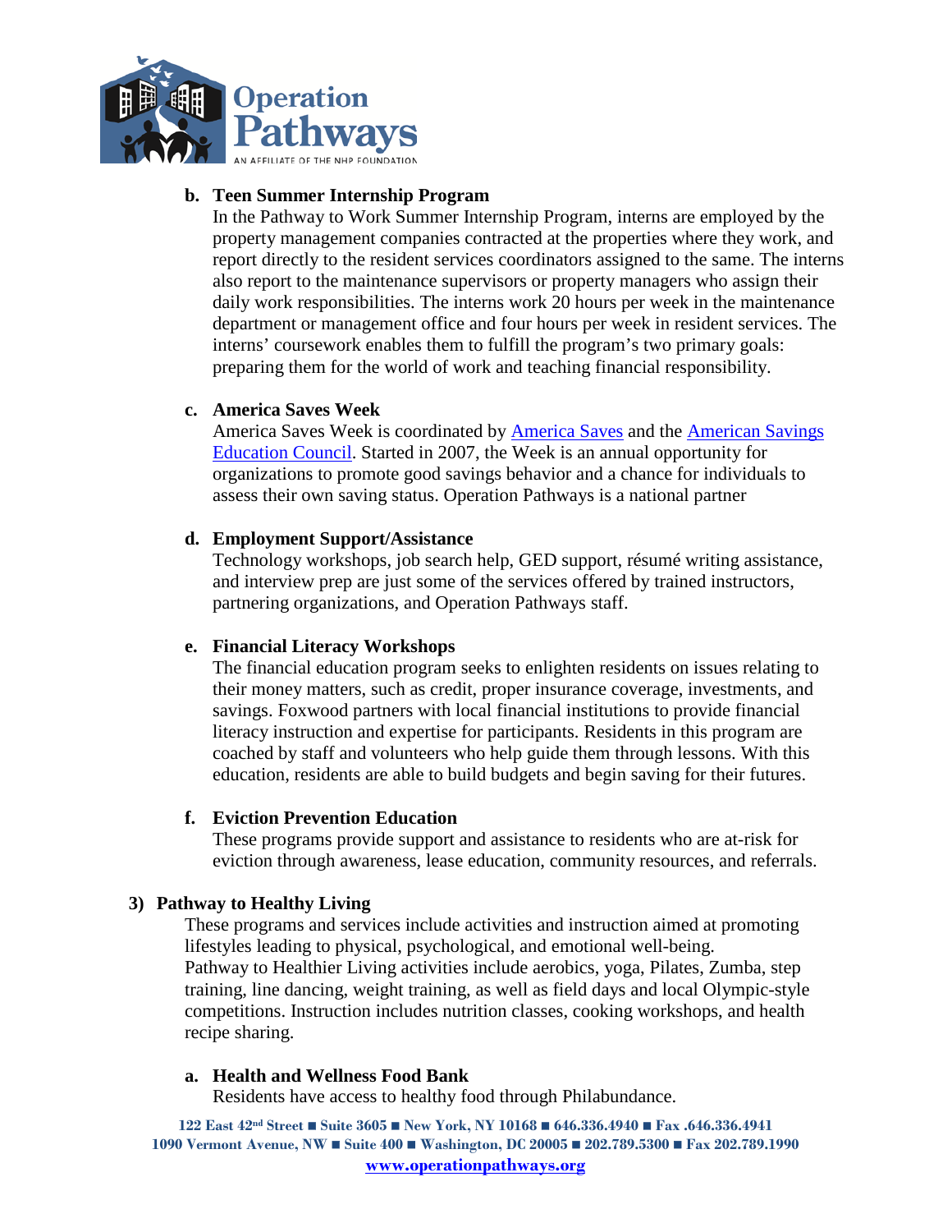**b. Teen Summer Internship Program**

In the Pathway to Work Summer Internship Program, interns are employed by the property management companies contracted at the properties where they work, and report directly to the resident services coordinators assigned to the same. The interns also report to the maintenance supervisors or property managers who assign their daily work responsibilities. The interns work 20 hours per week in the maintenance department or management office and four hours per week in resident services. The interns' coursework enables them to fulfill the program's two primary goals: preparing them for the world of work and teaching financial responsibility.

**c. America Saves Week**

America Saves Week is coordinated by America Saves and the American Savings Education Council. Started in 2007, the Week is an annual opportunity for organizations to promote good savings behavior and a chance for individuals to assess their own saving status. Operation Pathways is a national partner

**d. Employment Support/Assistance**

Technology workshops, job search help, GED support, résumé writing assistance, and interview prep are just some of the services offered by trained instructors, partnering organizations, and Operation Pathways staff.

**e. Financial Literacy Workshops**

The financial education program seeks to enlighten residents on issues relating to their money matters, such as credit, proper insurance coverage, investments, and savings. Foxwood partners with local financial institutions to provide financial literacy instruction and expertise for participants. Residents in this program are coached by staff and volunteers who help guide them through lessons. With this education, residents are able to build budgets and begin saving for their futures.

**f. Eviction Prevention Education**

These programs provide support and assistance to residents who are at-risk for eviction through awareness, lease education, community resources, and referrals.

**3) Pathway to Healthy Living**

These programs and services include activities and instruction aimed at promoting lifestyles leading to physical, psychological, and emotional well-being. Pathway to Healthier Living activities include aerobics, yoga, Pilates, Zumba, step training, line dancing, weight training, as well as field days and local Olympic-style competitions. Instruction includes nutrition classes, cooking workshops, and health recipe sharing.

**a. Health and Wellness Food Bank**

Residents have access to healthy food through Philabundance.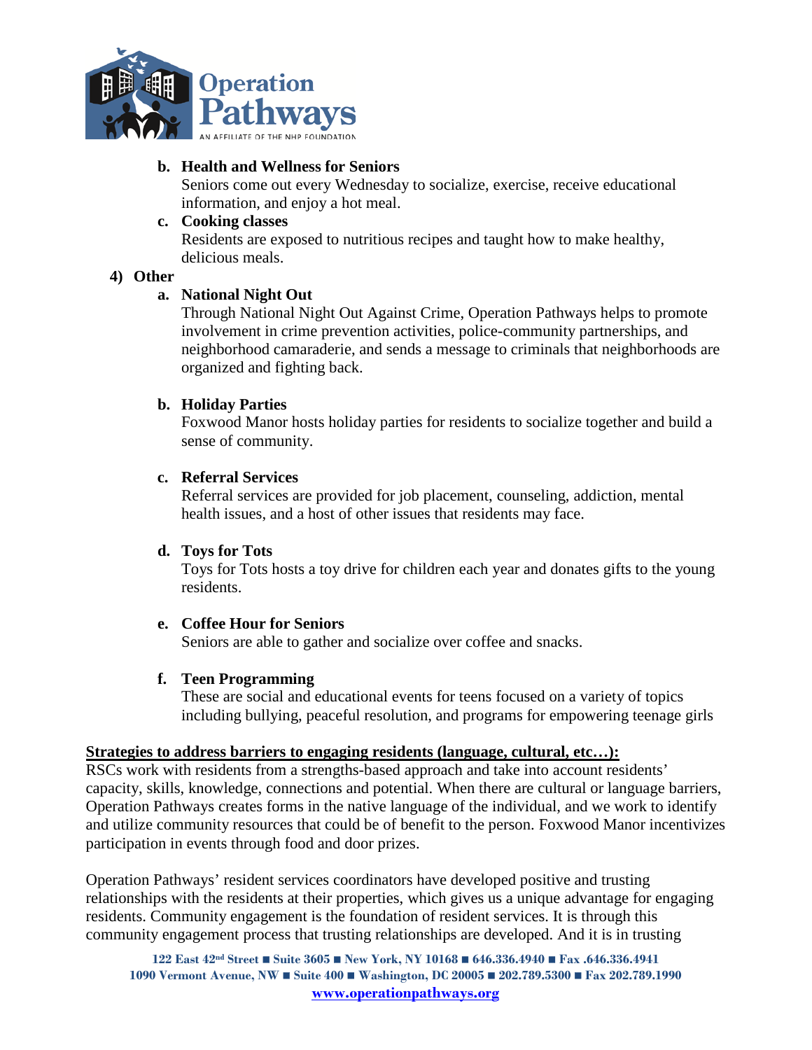b. **Health and Wellness for Seniors**
   Seniors come out every Wednesday to socialize, exercise, receive educational information, and enjoy a hot meal.

c. **Cooking classes**
   Residents are exposed to nutritious recipes and taught how to make healthy, delicious meals.

**4) Other**

a. **National Night Out**
   Through National Night Out Against Crime, Operation Pathways helps to promote involvement in crime prevention activities, police-community partnerships, and neighborhood camaraderie, and sends a message to criminals that neighborhoods are organized and fighting back.

b. **Holiday Parties**
   Foxwood Manor hosts holiday parties for residents to socialize together and build a sense of community.

c. **Referral Services**
   Referral services are provided for job placement, counseling, addiction, mental health issues, and a host of other issues that residents may face.

d. **Toys for Tots**
   Toys for Tots hosts a toy drive for children each year and donates gifts to the young residents.

e. **Coffee Hour for Seniors**
   Seniors are able to gather and socialize over coffee and snacks.

f. **Teen Programming**
   These are social and educational events for teens focused on a variety of topics including bullying, peaceful resolution, and programs for empowering teenage girls

**Strategies to address barriers to engaging residents (language, cultural, etc…):**

RSCs work with residents from a strengths-based approach and take into account residents' capacity, skills, knowledge, connections and potential. When there are cultural or language barriers, Operation Pathways creates forms in the native language of the individual, and we work to identify and utilize community resources that could be of benefit to the person. Foxwood Manor incentivizes participation in events through food and door prizes.

Operation Pathways' resident services coordinators have developed positive and trusting relationships with the residents at their properties, which gives us a unique advantage for engaging residents. Community engagement is the foundation of resident services. It is through this community engagement process that trusting relationships are developed. And it is in trusting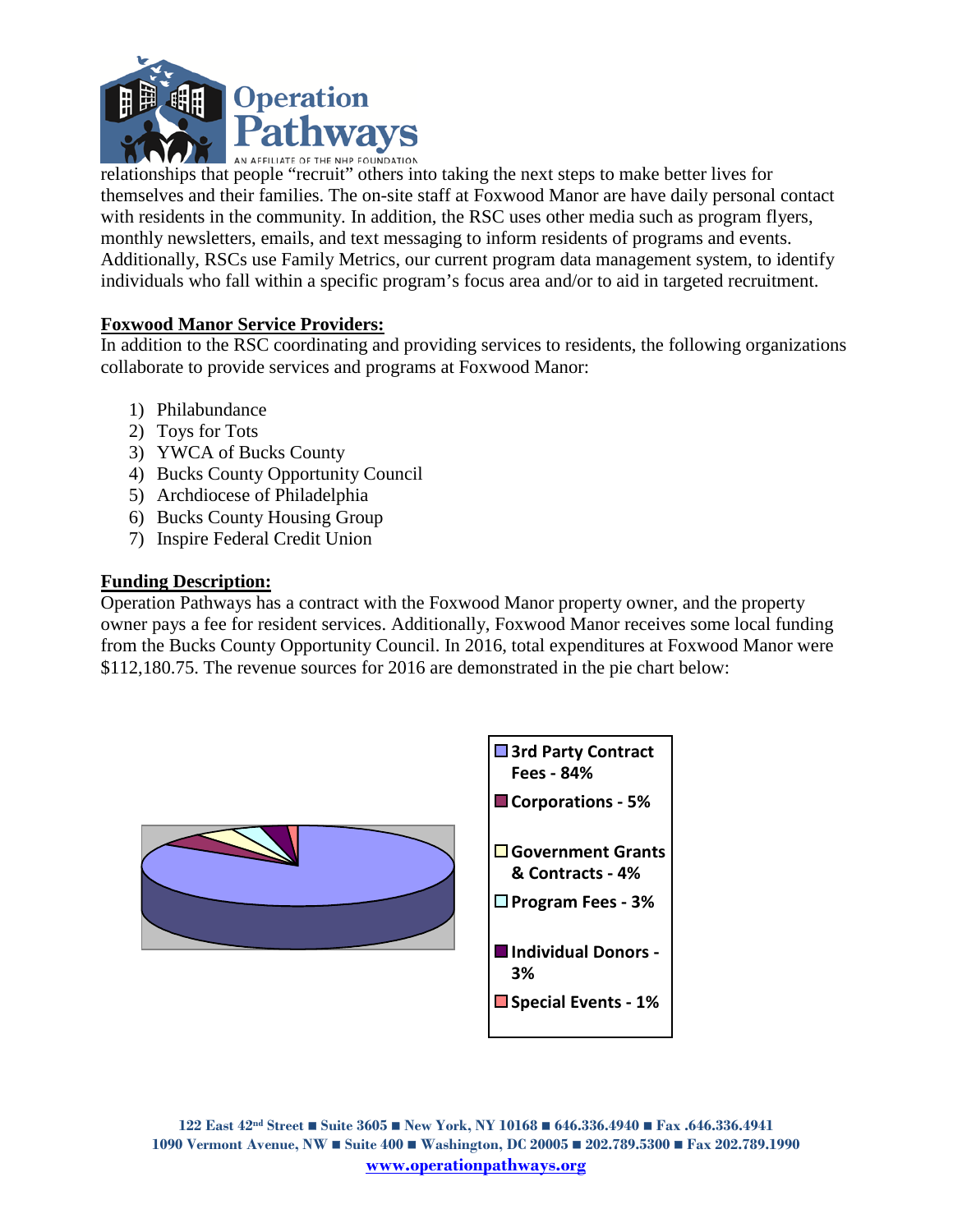relationships that people "recruit" others into taking the next steps to make better lives for themselves and their families. The on-site staff at Foxwood Manor are have daily personal contact with residents in the community. In addition, the RSC uses other media such as program flyers, monthly newsletters, emails, and text messaging to inform residents of programs and events. Additionally, RSCs use Family Metrics, our current program data management system, to identify individuals who fall within a specific program's focus area and/or to aid in targeted recruitment.

**Foxwood Manor Service Providers:**

In addition to the RSC coordinating and providing services to residents, the following organizations collaborate to provide services and programs at Foxwood Manor:

1) Philabundance
2) Toys for Tots
3) YWCA of Bucks County
4) Bucks County Opportunity Council
5) Archdiocese of Philadelphia
6) Bucks County Housing Group
7) Inspire Federal Credit Union

**Funding Description:**

Operation Pathways has a contract with the Foxwood Manor property owner, and the property owner pays a fee for resident services. Additionally, Foxwood Manor receives some local funding from the Bucks County Opportunity Council. In 2016, total expenditures at Foxwood Manor were $112,180.75. The revenue sources for 2016 are demonstrated in the pie chart below:

3rd Party Contract Fees - 84%

Corporations - 5%

Government Grants & Contracts - 4%

Program Fees - 3%

Individual Donors - 3%

Special Events - 1%